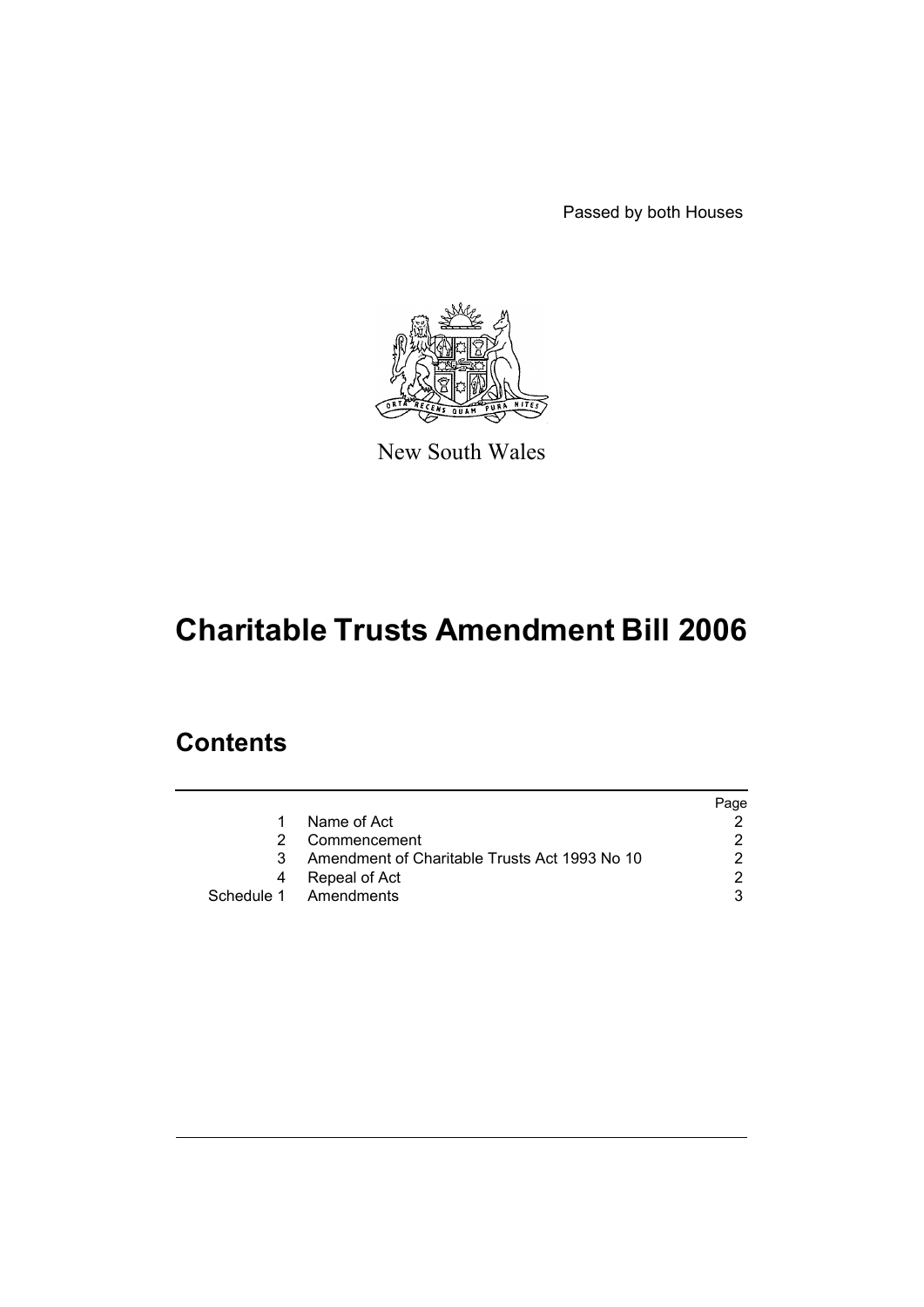Passed by both Houses

New South Wales

# Charitable Trusts Amendment Bill 2006

## Contents

| | | Page |
|---|---|---|
| 1 | Name of Act | 2 |
| 2 | Commencement | 2 |
| 3 | Amendment of Charitable Trusts Act 1993 No 10 | 2 |
| 4 | Repeal of Act | 2 |
| Schedule 1 | Amendments | 3 |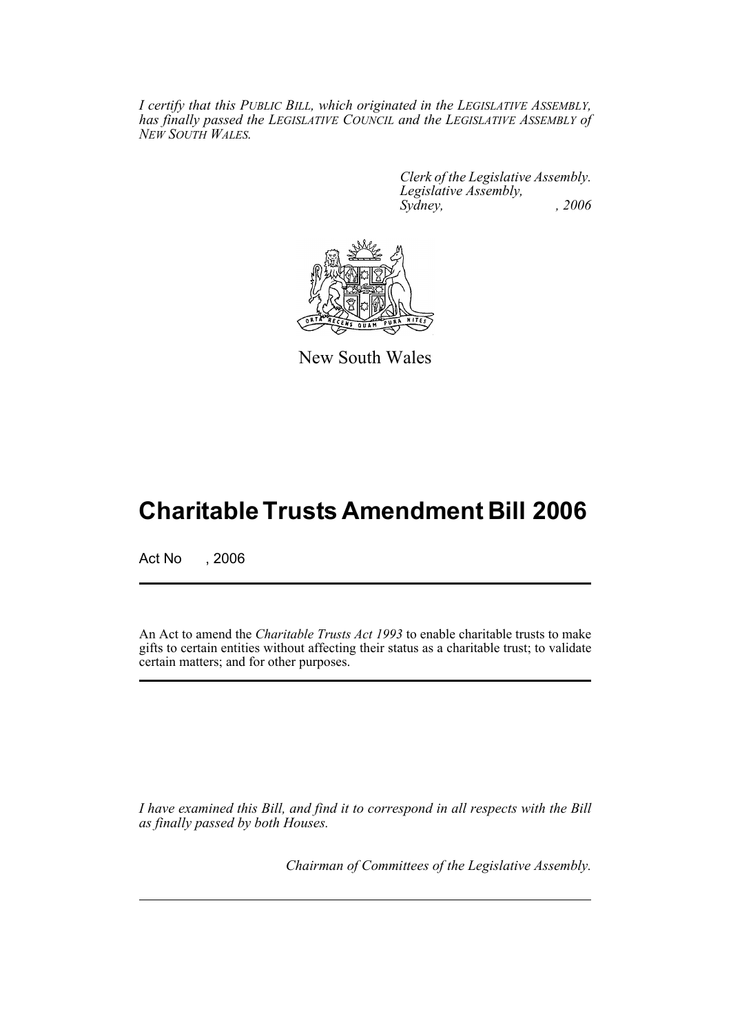*I certify that this PUBLIC BILL, which originated in the LEGISLATIVE ASSEMBLY, has finally passed the LEGISLATIVE COUNCIL and the LEGISLATIVE ASSEMBLY of NEW SOUTH WALES.*

*Clerk of the Legislative Assembly.*
*Legislative Assembly,*
*Sydney, , 2006*

New South Wales

# Charitable Trusts Amendment Bill 2006

Act No , 2006

An Act to amend the *Charitable Trusts Act 1993* to enable charitable trusts to make gifts to certain entities without affecting their status as a charitable trust; to validate certain matters; and for other purposes.

*I have examined this Bill, and find it to correspond in all respects with the Bill as finally passed by both Houses.*

*Chairman of Committees of the Legislative Assembly.*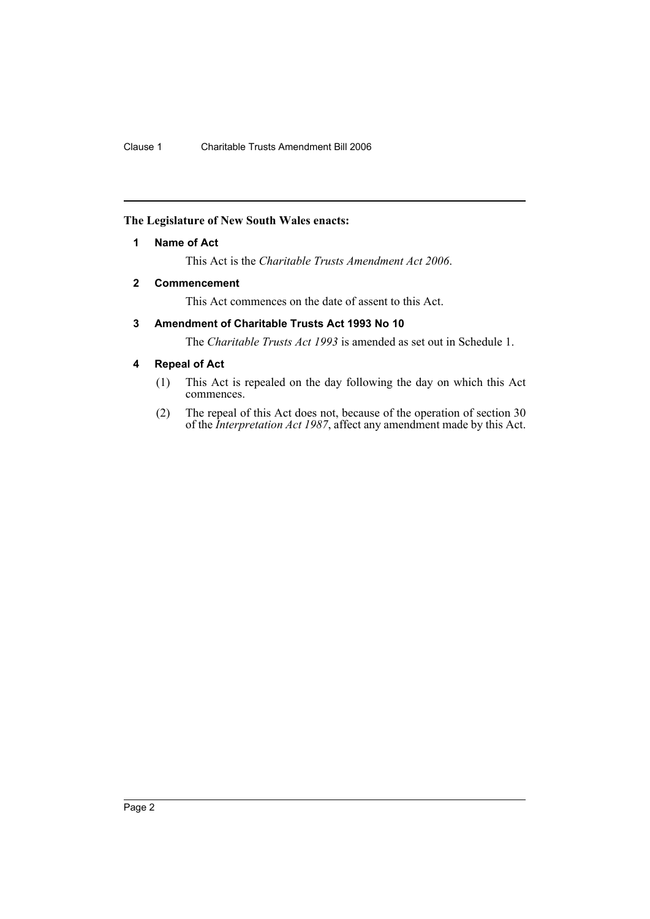**The Legislature of New South Wales enacts:**

## 1 Name of Act

This Act is the *Charitable Trusts Amendment Act 2006*.

## 2 Commencement

This Act commences on the date of assent to this Act.

## 3 Amendment of Charitable Trusts Act 1993 No 10

The *Charitable Trusts Act 1993* is amended as set out in Schedule 1.

## 4 Repeal of Act

(1) This Act is repealed on the day following the day on which this Act commences.

(2) The repeal of this Act does not, because of the operation of section 30 of the *Interpretation Act 1987*, affect any amendment made by this Act.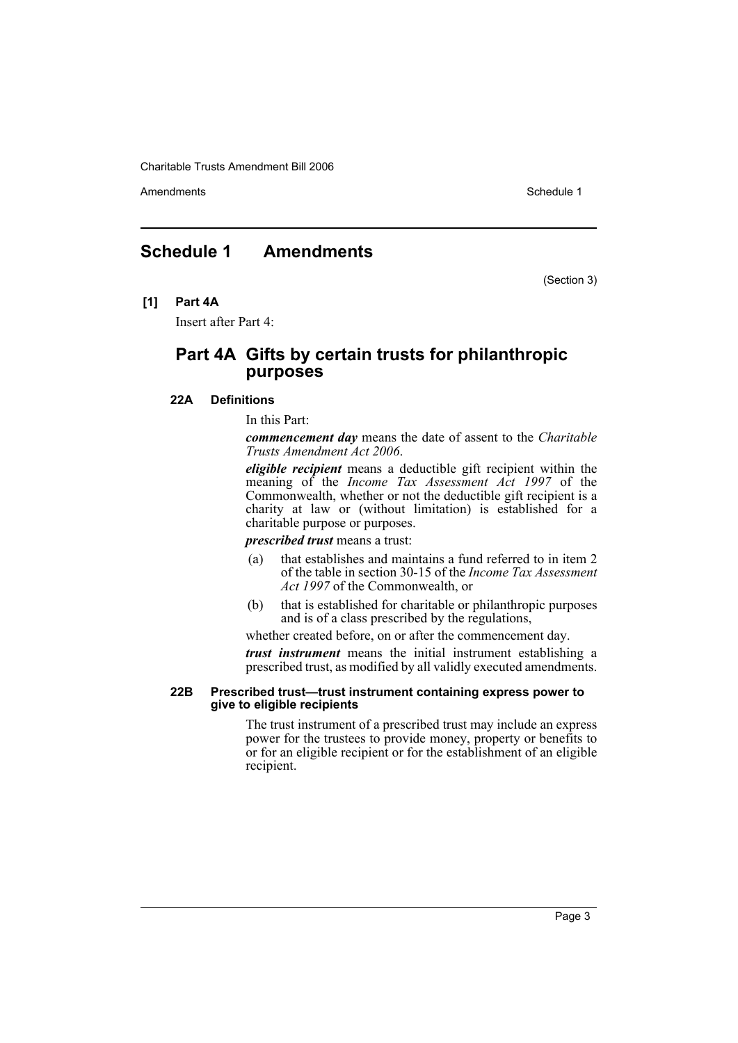# Schedule 1 Amendments

(Section 3)

**[1] Part 4A**

Insert after Part 4:

## Part 4A Gifts by certain trusts for philanthropic purposes

### 22A Definitions

In this Part:

***commencement day*** means the date of assent to the *Charitable Trusts Amendment Act 2006*.

***eligible recipient*** means a deductible gift recipient within the meaning of the *Income Tax Assessment Act 1997* of the Commonwealth, whether or not the deductible gift recipient is a charity at law or (without limitation) is established for a charitable purpose or purposes.

***prescribed trust*** means a trust:

(a) that establishes and maintains a fund referred to in item 2 of the table in section 30-15 of the *Income Tax Assessment Act 1997* of the Commonwealth, or

(b) that is established for charitable or philanthropic purposes and is of a class prescribed by the regulations,

whether created before, on or after the commencement day.

***trust instrument*** means the initial instrument establishing a prescribed trust, as modified by all validly executed amendments.

### 22B Prescribed trust—trust instrument containing express power to give to eligible recipients

The trust instrument of a prescribed trust may include an express power for the trustees to provide money, property or benefits to or for an eligible recipient or for the establishment of an eligible recipient.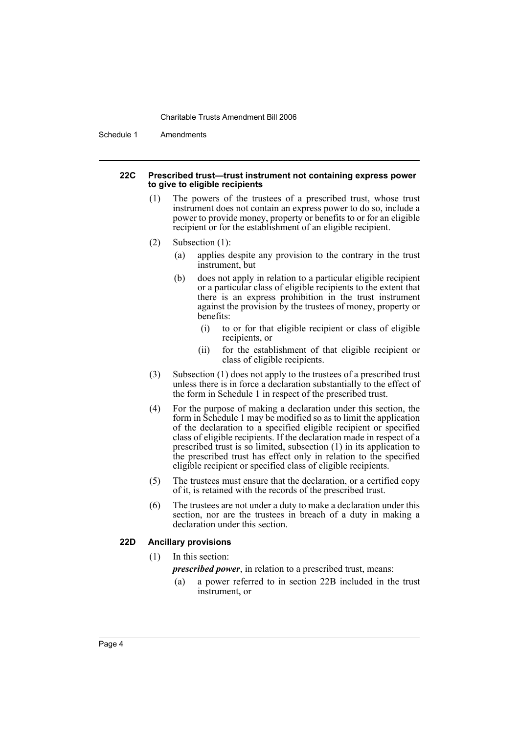#### 22C Prescribed trust—trust instrument not containing express power to give to eligible recipients

(1) The powers of the trustees of a prescribed trust, whose trust instrument does not contain an express power to do so, include a power to provide money, property or benefits to or for an eligible recipient or for the establishment of an eligible recipient.

(2) Subsection (1):

(a) applies despite any provision to the contrary in the trust instrument, but

(b) does not apply in relation to a particular eligible recipient or a particular class of eligible recipients to the extent that there is an express prohibition in the trust instrument against the provision by the trustees of money, property or benefits:

(i) to or for that eligible recipient or class of eligible recipients, or

(ii) for the establishment of that eligible recipient or class of eligible recipients.

(3) Subsection (1) does not apply to the trustees of a prescribed trust unless there is in force a declaration substantially to the effect of the form in Schedule 1 in respect of the prescribed trust.

(4) For the purpose of making a declaration under this section, the form in Schedule 1 may be modified so as to limit the application of the declaration to a specified eligible recipient or specified class of eligible recipients. If the declaration made in respect of a prescribed trust is so limited, subsection (1) in its application to the prescribed trust has effect only in relation to the specified eligible recipient or specified class of eligible recipients.

(5) The trustees must ensure that the declaration, or a certified copy of it, is retained with the records of the prescribed trust.

(6) The trustees are not under a duty to make a declaration under this section, nor are the trustees in breach of a duty in making a declaration under this section.

#### 22D Ancillary provisions

(1) In this section:

***prescribed power***, in relation to a prescribed trust, means:

(a) a power referred to in section 22B included in the trust instrument, or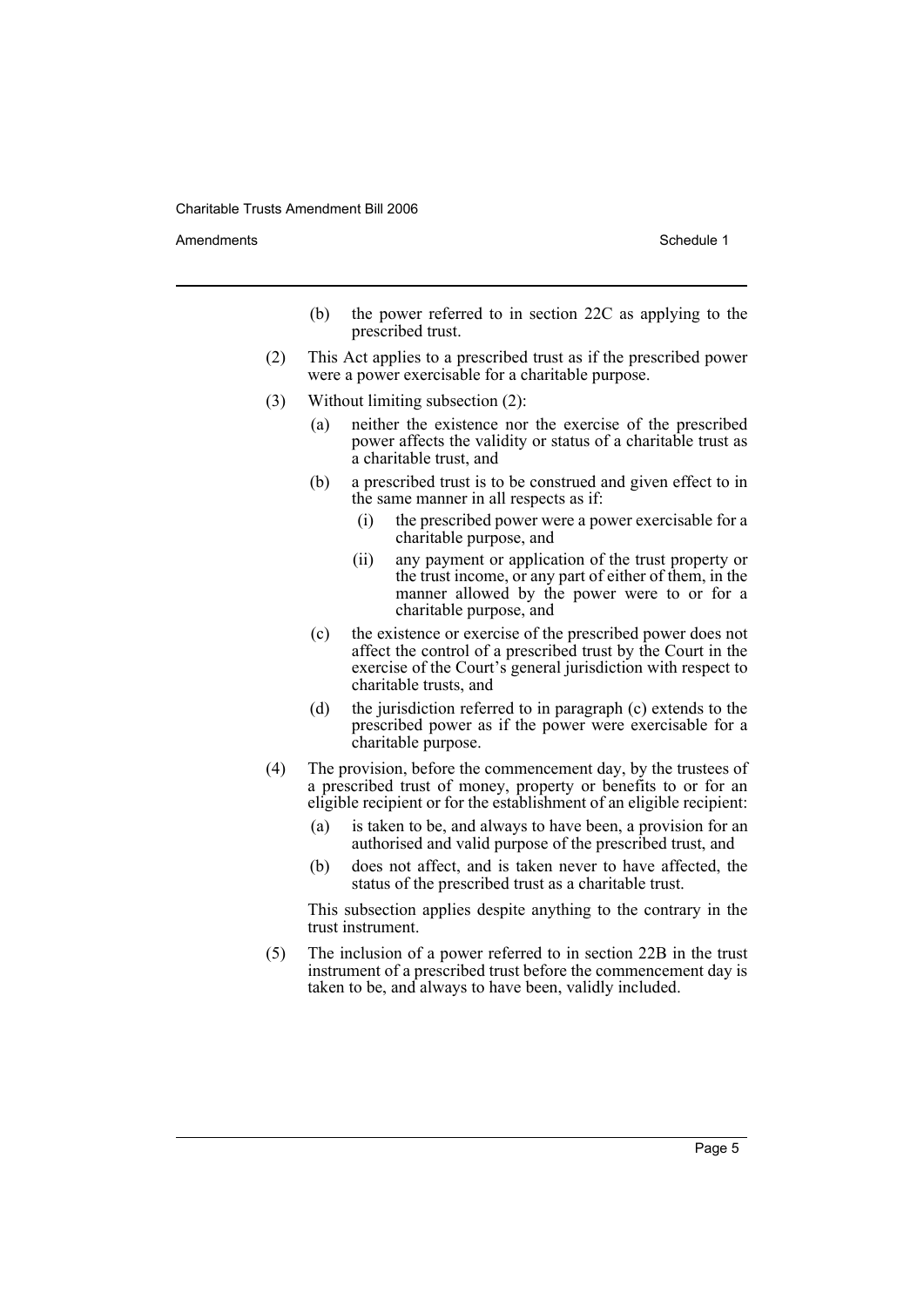(b) the power referred to in section 22C as applying to the prescribed trust.

(2) This Act applies to a prescribed trust as if the prescribed power were a power exercisable for a charitable purpose.

(3) Without limiting subsection (2):

(a) neither the existence nor the exercise of the prescribed power affects the validity or status of a charitable trust as a charitable trust, and

(b) a prescribed trust is to be construed and given effect to in the same manner in all respects as if:

(i) the prescribed power were a power exercisable for a charitable purpose, and

(ii) any payment or application of the trust property or the trust income, or any part of either of them, in the manner allowed by the power were to or for a charitable purpose, and

(c) the existence or exercise of the prescribed power does not affect the control of a prescribed trust by the Court in the exercise of the Court's general jurisdiction with respect to charitable trusts, and

(d) the jurisdiction referred to in paragraph (c) extends to the prescribed power as if the power were exercisable for a charitable purpose.

(4) The provision, before the commencement day, by the trustees of a prescribed trust of money, property or benefits to or for an eligible recipient or for the establishment of an eligible recipient:

(a) is taken to be, and always to have been, a provision for an authorised and valid purpose of the prescribed trust, and

(b) does not affect, and is taken never to have affected, the status of the prescribed trust as a charitable trust.

This subsection applies despite anything to the contrary in the trust instrument.

(5) The inclusion of a power referred to in section 22B in the trust instrument of a prescribed trust before the commencement day is taken to be, and always to have been, validly included.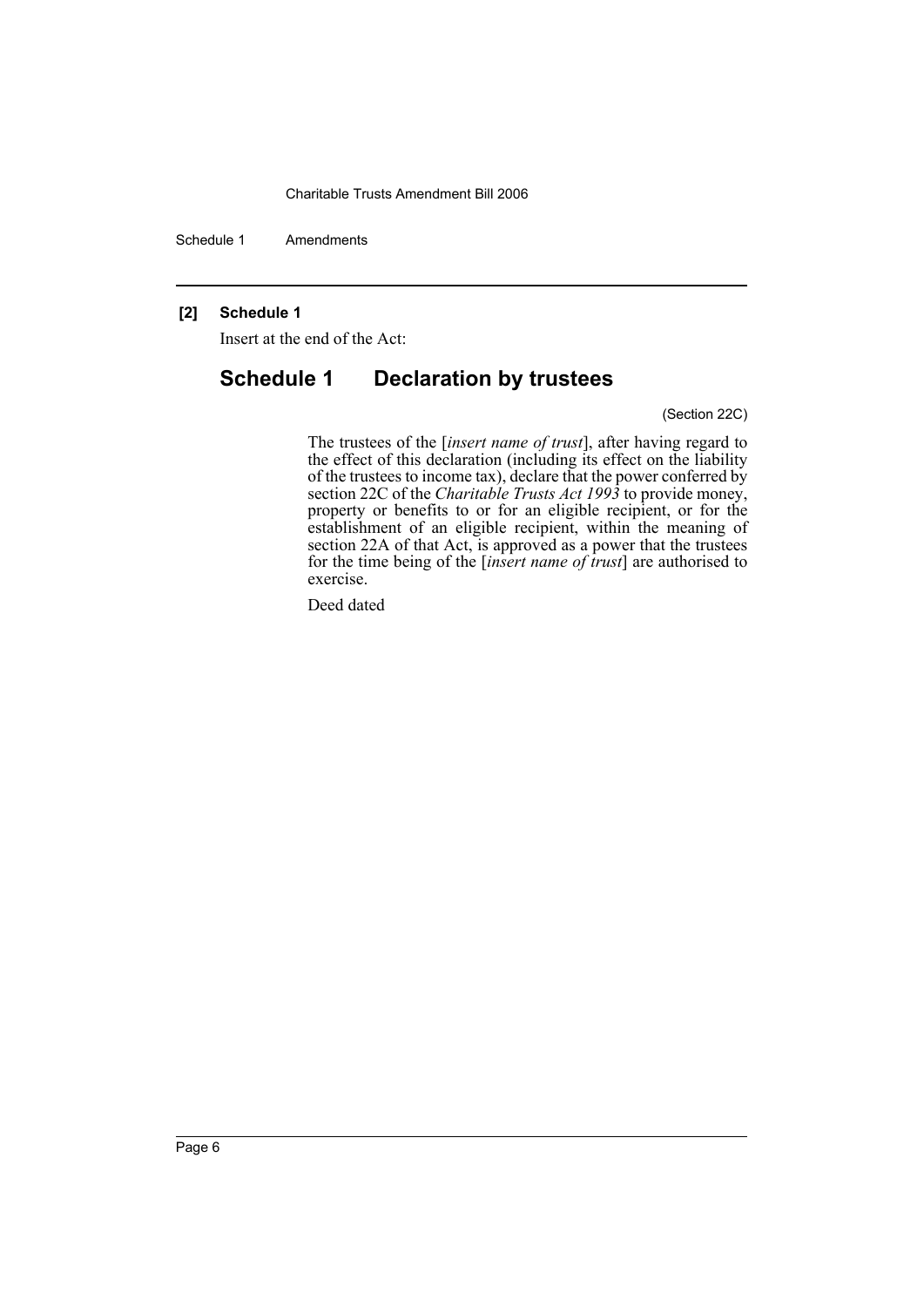**[2] Schedule 1**

Insert at the end of the Act:

## Schedule 1 Declaration by trustees

(Section 22C)

The trustees of the [*insert name of trust*], after having regard to the effect of this declaration (including its effect on the liability of the trustees to income tax), declare that the power conferred by section 22C of the *Charitable Trusts Act 1993* to provide money, property or benefits to or for an eligible recipient, or for the establishment of an eligible recipient, within the meaning of section 22A of that Act, is approved as a power that the trustees for the time being of the [*insert name of trust*] are authorised to exercise.

Deed dated